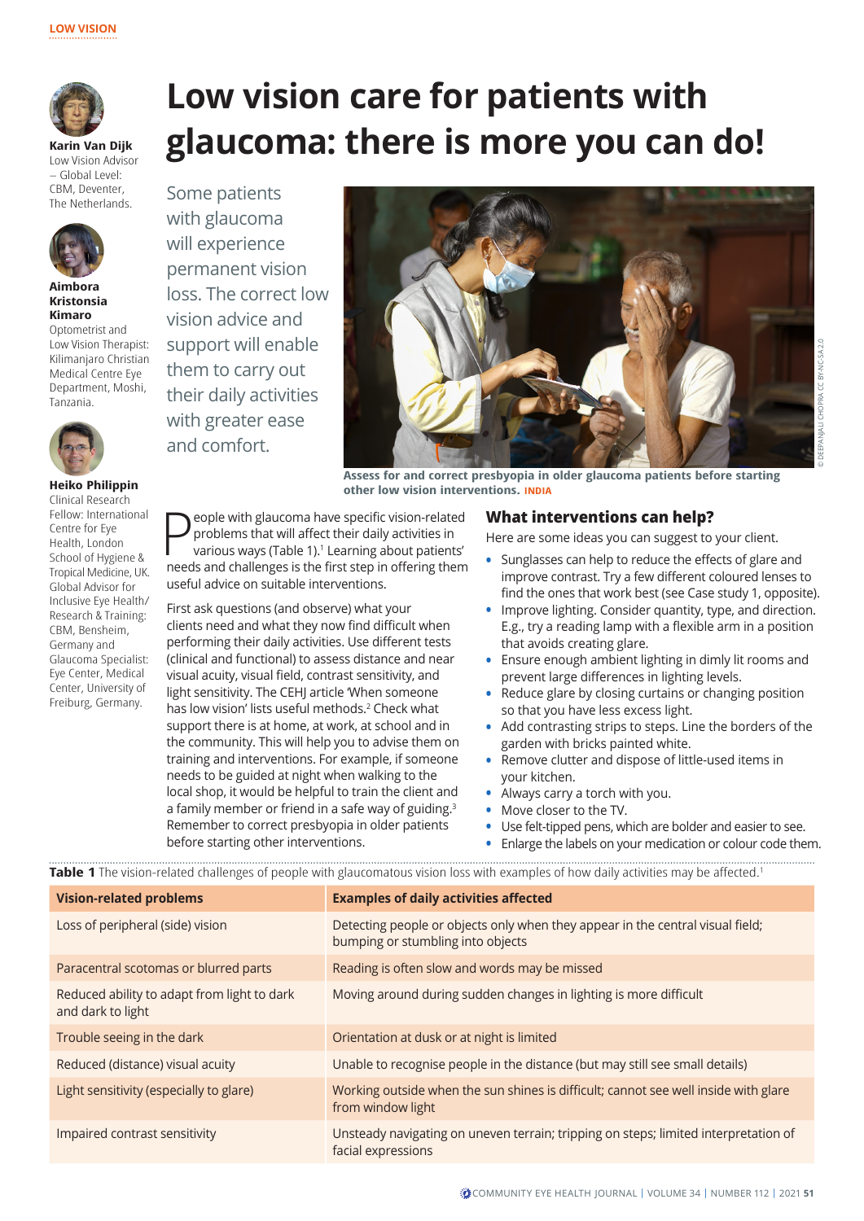LOW VISION

# Low vision care for patients with glaucoma: there is more you can do!

**Karin Van Dijk**
Low Vision Advisor – Global Level: CBM, Deventer, The Netherlands.

**Aimbora Kristonsia Kimaro**
Optometrist and Low Vision Therapist: Kilimanjaro Christian Medical Centre Eye Department, Moshi, Tanzania.

**Heiko Philippin**
Clinical Research Fellow: International Centre for Eye Health, London School of Hygiene & Tropical Medicine, UK. Global Advisor for Inclusive Eye Health/ Research & Training: CBM, Bensheim, Germany and Glaucoma Specialist: Eye Center, Medical Center, University of Freiburg, Germany.

Some patients with glaucoma will experience permanent vision loss. The correct low vision advice and support will enable them to carry out their daily activities with greater ease and comfort.

**Assess for and correct presbyopia in older glaucoma patients before starting other low vision interventions.** INDIA

© DEEPANJALI CHOPRA CC BY-NC-SA 2.0

People with glaucoma have specific vision-related problems that will affect their daily activities in various ways (Table 1).[1] Learning about patients' needs and challenges is the first step in offering them useful advice on suitable interventions.

First ask questions (and observe) what your clients need and what they now find difficult when performing their daily activities. Use different tests (clinical and functional) to assess distance and near visual acuity, visual field, contrast sensitivity, and light sensitivity. The CEHJ article 'When someone has low vision' lists useful methods.[2] Check what support there is at home, at work, at school and in the community. This will help you to advise them on training and interventions. For example, if someone needs to be guided at night when walking to the local shop, it would be helpful to train the client and a family member or friend in a safe way of guiding.[3] Remember to correct presbyopia in older patients before starting other interventions.

## What interventions can help?

Here are some ideas you can suggest to your client.

- Sunglasses can help to reduce the effects of glare and improve contrast. Try a few different coloured lenses to find the ones that work best (see Case study 1, opposite).
- Improve lighting. Consider quantity, type, and direction. E.g., try a reading lamp with a flexible arm in a position that avoids creating glare.
- Ensure enough ambient lighting in dimly lit rooms and prevent large differences in lighting levels.
- Reduce glare by closing curtains or changing position so that you have less excess light.
- Add contrasting strips to steps. Line the borders of the garden with bricks painted white.
- Remove clutter and dispose of little-used items in your kitchen.
- Always carry a torch with you.
- Move closer to the TV.
- Use felt-tipped pens, which are bolder and easier to see.
- Enlarge the labels on your medication or colour code them.

**Table 1** The vision-related challenges of people with glaucomatous vision loss with examples of how daily activities may be affected.[1]

| Vision-related problems | Examples of daily activities affected |
|---|---|
| Loss of peripheral (side) vision | Detecting people or objects only when they appear in the central visual field; bumping or stumbling into objects |
| Paracentral scotomas or blurred parts | Reading is often slow and words may be missed |
| Reduced ability to adapt from light to dark and dark to light | Moving around during sudden changes in lighting is more difficult |
| Trouble seeing in the dark | Orientation at dusk or at night is limited |
| Reduced (distance) visual acuity | Unable to recognise people in the distance (but may still see small details) |
| Light sensitivity (especially to glare) | Working outside when the sun shines is difficult; cannot see well inside with glare from window light |
| Impaired contrast sensitivity | Unsteady navigating on uneven terrain; tripping on steps; limited interpretation of facial expressions |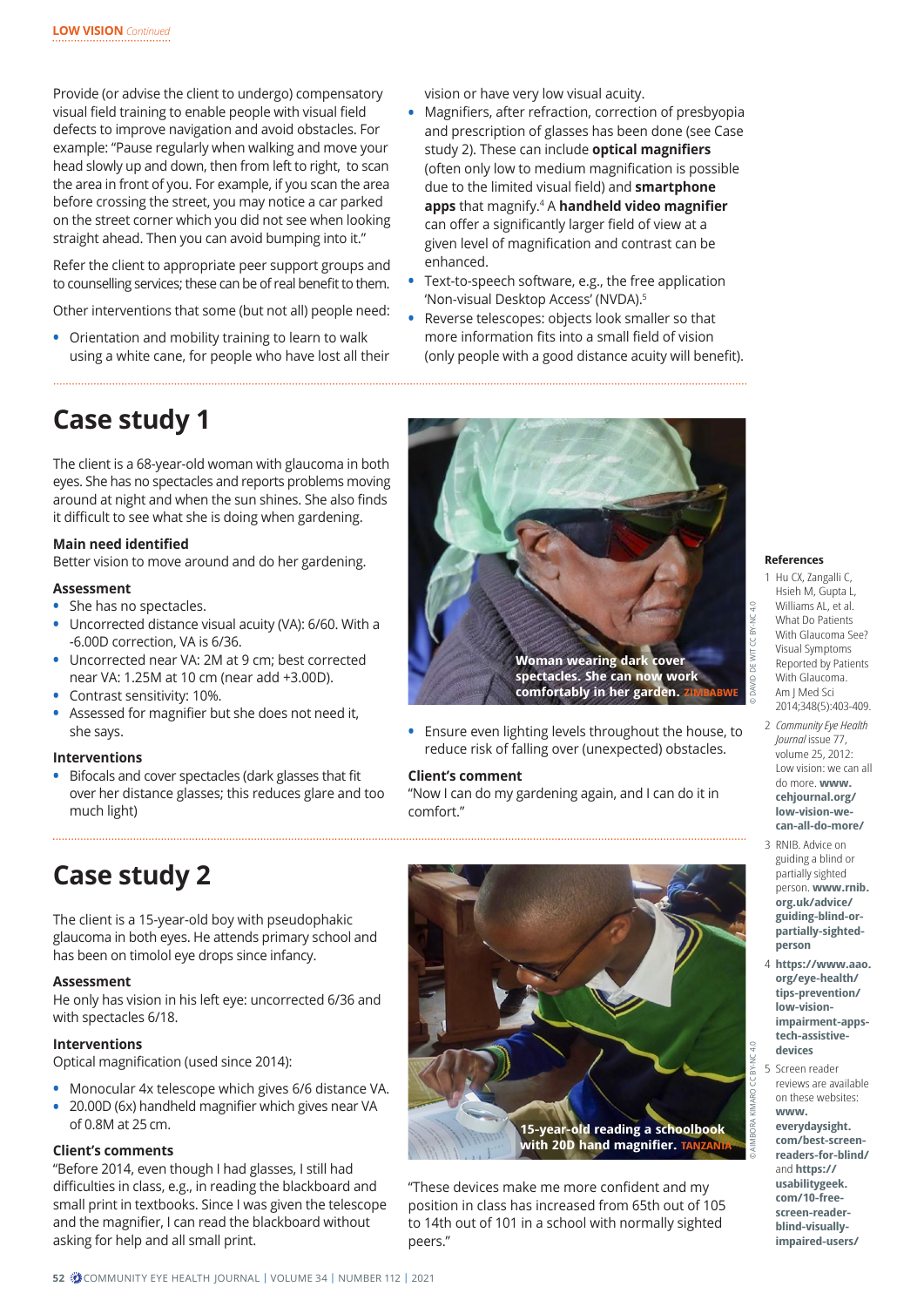Provide (or advise the client to undergo) compensatory visual field training to enable people with visual field defects to improve navigation and avoid obstacles. For example: "Pause regularly when walking and move your head slowly up and down, then from left to right, to scan the area in front of you. For example, if you scan the area before crossing the street, you may notice a car parked on the street corner which you did not see when looking straight ahead. Then you can avoid bumping into it."

Refer the client to appropriate peer support groups and to counselling services; these can be of real benefit to them.

Other interventions that some (but not all) people need:

- Orientation and mobility training to learn to walk using a white cane, for people who have lost all their vision or have very low visual acuity.
- Magnifiers, after refraction, correction of presbyopia and prescription of glasses has been done (see Case study 2). These can include **optical magnifiers** (often only low to medium magnification is possible due to the limited visual field) and **smartphone apps** that magnify.[4] A **handheld video magnifier** can offer a significantly larger field of view at a given level of magnification and contrast can be enhanced.
- Text-to-speech software, e.g., the free application 'Non-visual Desktop Access' (NVDA).[5]
- Reverse telescopes: objects look smaller so that more information fits into a small field of vision (only people with a good distance acuity will benefit).

## Case study 1

The client is a 68-year-old woman with glaucoma in both eyes. She has no spectacles and reports problems moving around at night and when the sun shines. She also finds it difficult to see what she is doing when gardening.

### Main need identified

Better vision to move around and do her gardening.

### Assessment

- She has no spectacles.
- Uncorrected distance visual acuity (VA): 6/60. With a -6.00D correction, VA is 6/36.
- Uncorrected near VA: 2M at 9 cm; best corrected near VA: 1.25M at 10 cm (near add +3.00D).
- Contrast sensitivity: 10%.
- Assessed for magnifier but she does not need it, she says.

### Interventions

- Bifocals and cover spectacles (dark glasses that fit over her distance glasses; this reduces glare and too much light)
- Ensure even lighting levels throughout the house, to reduce risk of falling over (unexpected) obstacles.

Woman wearing dark cover spectacles. She can now work comfortably in her garden. ZIMBABWE

© DAVID DE WIT CC BY-NC 4.0

### Client's comment

"Now I can do my gardening again, and I can do it in comfort."

## Case study 2

The client is a 15-year-old boy with pseudophakic glaucoma in both eyes. He attends primary school and has been on timolol eye drops since infancy.

### Assessment

He only has vision in his left eye: uncorrected 6/36 and with spectacles 6/18.

### Interventions

Optical magnification (used since 2014):

- Monocular 4x telescope which gives 6/6 distance VA.
- 20.00D (6x) handheld magnifier which gives near VA of 0.8M at 25 cm.

### Client's comments

"Before 2014, even though I had glasses, I still had difficulties in class, e.g., in reading the blackboard and small print in textbooks. Since I was given the telescope and the magnifier, I can read the blackboard without asking for help and all small print.

15-year-old reading a schoolbook with 20D hand magnifier. TANZANIA

© AMBORA KIMARO CC BY-NC 4.0

"These devices make me more confident and my position in class has increased from 65th out of 105 to 14th out of 101 in a school with normally sighted peers."

### References

1. Hu CX, Zangalli C, Hsieh M, Gupta L, Williams AL, et al. What Do Patients With Glaucoma See? Visual Symptoms Reported by Patients With Glaucoma. Am J Med Sci 2014;348(5):403-409.
2. *Community Eye Health Journal* issue 77, volume 25, 2012: Low vision: we can all do more. **www.cehjournal.org/low-vision-we-can-all-do-more/**
3. RNIB. Advice on guiding a blind or partially sighted person. **www.rnib.org.uk/advice/guiding-blind-or-partially-sighted-person**
4. **https://www.aao.org/eye-health/tips-prevention/low-vision-impairment-apps-tech-assistive-devices**
5. Screen reader reviews are available on these websites: **www.everydaysight.com/best-screen-readers-for-blind/** and **https://usabilitygeek.com/10-free-screen-reader-blind-visually-impaired-users/**